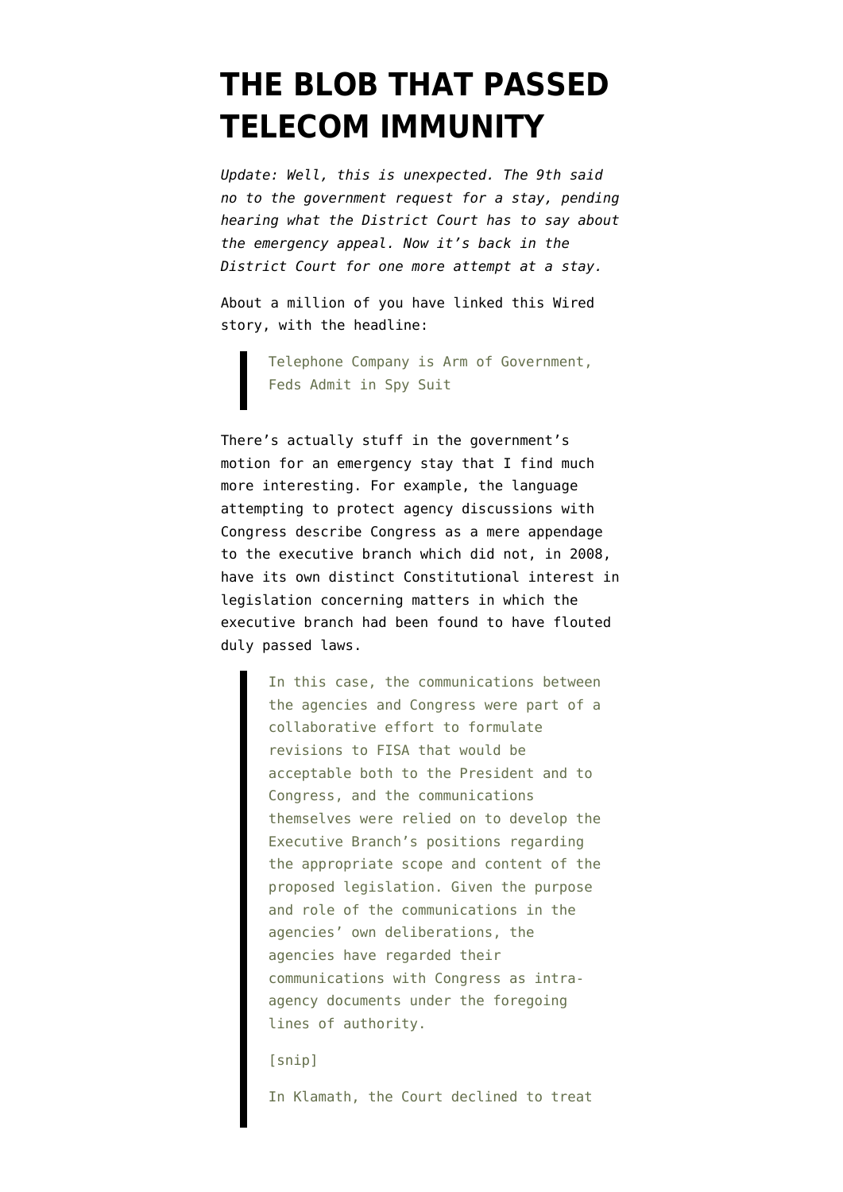# THE BLOB THAT PASSED TELECOM IMMUNITY

*Update: Well, this is unexpected. The 9th said no to the government request for a stay, pending hearing what the District Court has to say about the emergency appeal. Now it's back in the District Court for one more attempt at a stay.*

About a million of you have linked this Wired story, with the headline:

> Telephone Company is Arm of Government, Feds Admit in Spy Suit

There's actually stuff in the government's motion for an emergency stay that I find much more interesting. For example, the language attempting to protect agency discussions with Congress describe Congress as a mere appendage to the executive branch which did not, in 2008, have its own distinct Constitutional interest in legislation concerning matters in which the executive branch had been found to have flouted duly passed laws.

> In this case, the communications between the agencies and Congress were part of a collaborative effort to formulate revisions to FISA that would be acceptable both to the President and to Congress, and the communications themselves were relied on to develop the Executive Branch's positions regarding the appropriate scope and content of the proposed legislation. Given the purpose and role of the communications in the agencies' own deliberations, the agencies have regarded their communications with Congress as intra-agency documents under the foregoing lines of authority.
>
> [snip]
>
> In Klamath, the Court declined to treat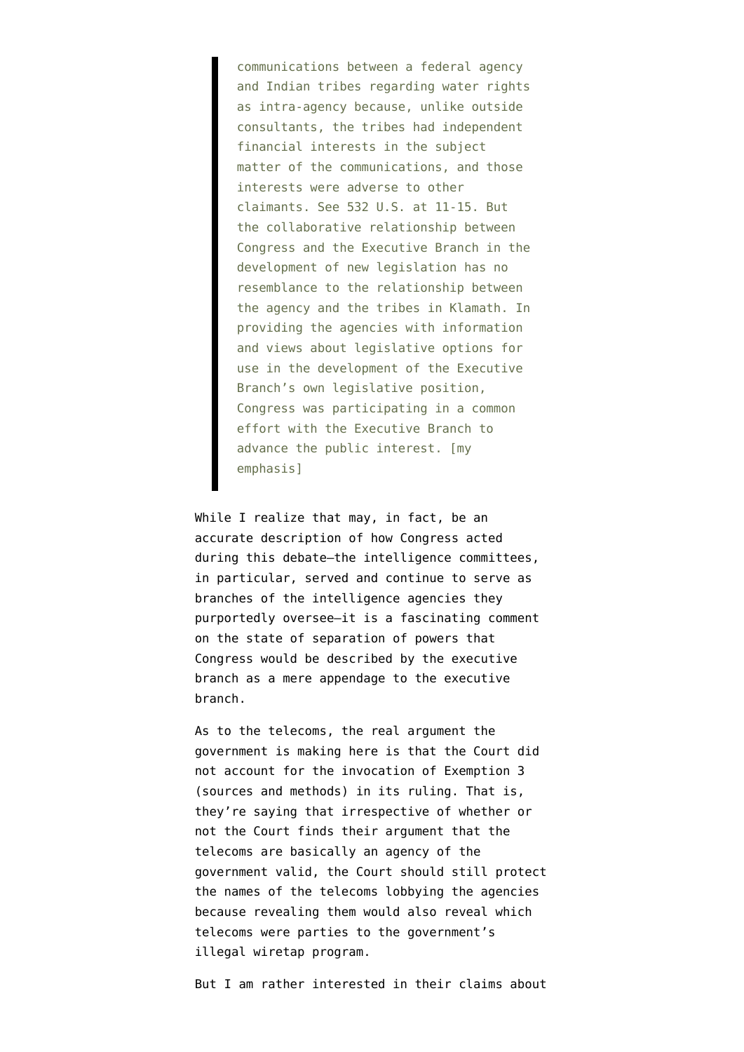> communications between a federal agency and Indian tribes regarding water rights as intra-agency because, unlike outside consultants, the tribes had independent financial interests in the subject matter of the communications, and those interests were adverse to other claimants. See 532 U.S. at 11-15. But the collaborative relationship between Congress and the Executive Branch in the development of new legislation has no resemblance to the relationship between the agency and the tribes in Klamath. In providing the agencies with information and views about legislative options for use in the development of the Executive Branch's own legislative position, Congress was participating in a common effort with the Executive Branch to advance the public interest. [my emphasis]

While I realize that may, in fact, be an accurate description of how Congress acted during this debate—the intelligence committees, in particular, served and continue to serve as branches of the intelligence agencies they purportedly oversee—it is a fascinating comment on the state of separation of powers that Congress would be described by the executive branch as a mere appendage to the executive branch.

As to the telecoms, the real argument the government is making here is that the Court did not account for the invocation of Exemption 3 (sources and methods) in its ruling. That is, they're saying that irrespective of whether or not the Court finds their argument that the telecoms are basically an agency of the government valid, the Court should still protect the names of the telecoms lobbying the agencies because revealing them would also reveal which telecoms were parties to the government's illegal wiretap program.

But I am rather interested in their claims about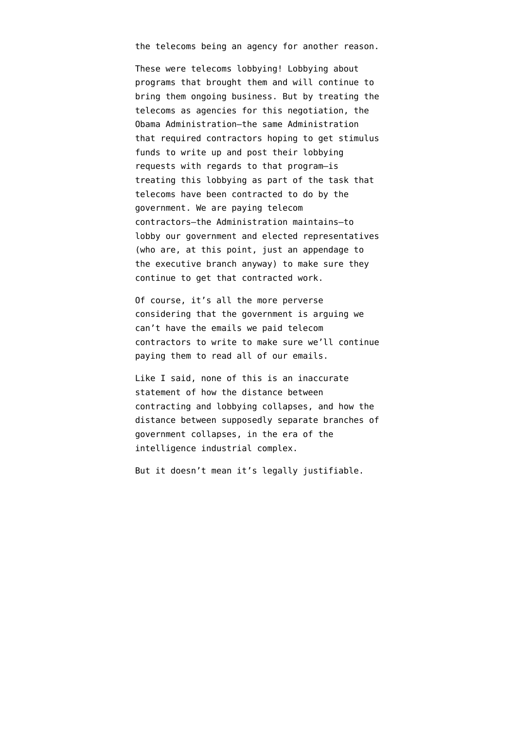the telecoms being an agency for another reason.

These were telecoms lobbying! Lobbying about programs that brought them and will continue to bring them ongoing business. But by treating the telecoms as agencies for this negotiation, the Obama Administration—the same Administration that required contractors hoping to get stimulus funds to write up and post their lobbying requests with regards to that program—is treating this lobbying as part of the task that telecoms have been contracted to do by the government. We are paying telecom contractors—the Administration maintains—to lobby our government and elected representatives (who are, at this point, just an appendage to the executive branch anyway) to make sure they continue to get that contracted work.

Of course, it's all the more perverse considering that the government is arguing we can't have the emails we paid telecom contractors to write to make sure we'll continue paying them to read all of our emails.

Like I said, none of this is an inaccurate statement of how the distance between contracting and lobbying collapses, and how the distance between supposedly separate branches of government collapses, in the era of the intelligence industrial complex.

But it doesn't mean it's legally justifiable.